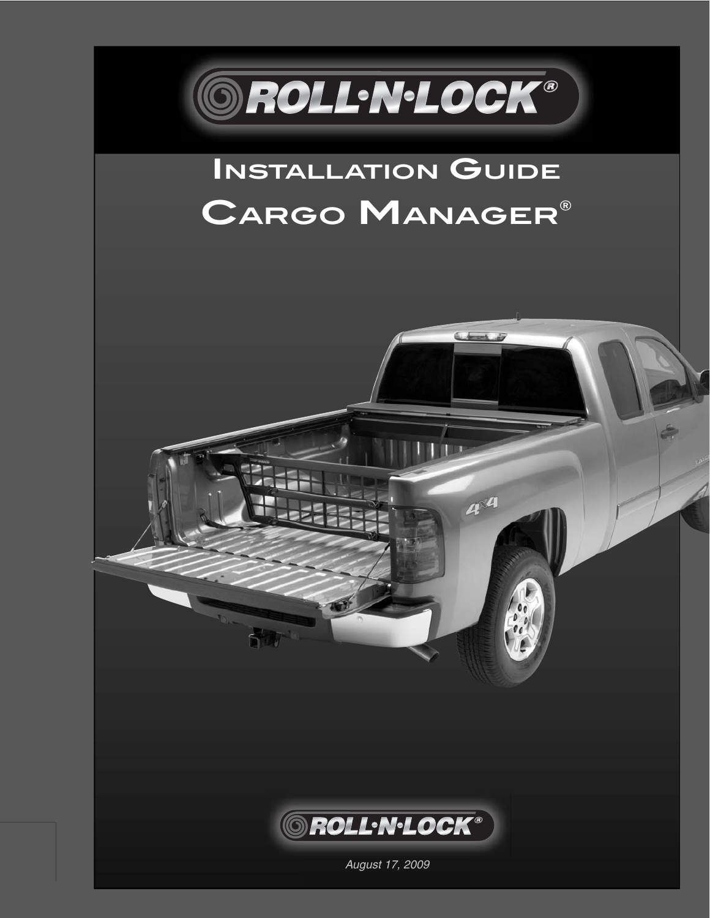ROLL·N·LOCK®

# Installation Guide

# Cargo Manager®

ROLL·N·LOCK®

*August 17, 2009*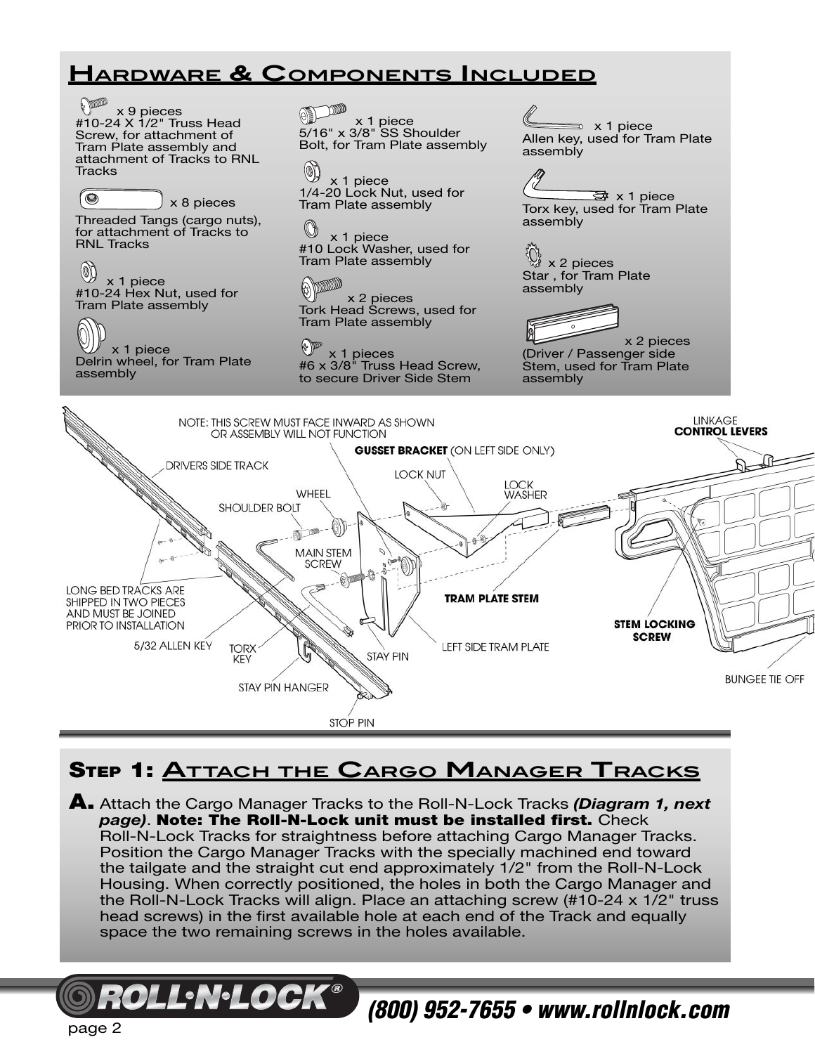## Hardware & Components Included

x 9 pieces
#10-24 X 1/2" Truss Head Screw, for attachment of Tram Plate assembly and attachment of Tracks to RNL Tracks

x 8 pieces
Threaded Tangs (cargo nuts), for attachment of Tracks to RNL Tracks

x 1 piece
#10-24 Hex Nut, used for Tram Plate assembly

x 1 piece
Delrin wheel, for Tram Plate assembly

x 1 piece
5/16" x 3/8" SS Shoulder Bolt, for Tram Plate assembly

x 1 piece
1/4-20 Lock Nut, used for Tram Plate assembly

x 1 piece
#10 Lock Washer, used for Tram Plate assembly

x 2 pieces
Tork Head Screws, used for Tram Plate assembly

x 1 pieces
#6 x 3/8" Truss Head Screw, to secure Driver Side Stem

x 1 piece
Allen key, used for Tram Plate assembly

x 1 piece
Torx key, used for Tram Plate assembly

x 2 pieces
Star , for Tram Plate assembly

x 2 pieces
(Driver / Passenger side Stem, used for Tram Plate assembly

NOTE: THIS SCREW MUST FACE INWARD AS SHOWN OR ASSEMBLY WILL NOT FUNCTION

DRIVERS SIDE TRACK · GUSSET BRACKET (ON LEFT SIDE ONLY) · LOCK NUT · LOCK WASHER · WHEEL · SHOULDER BOLT · MAIN STEM SCREW · TRAM PLATE STEM · LINKAGE CONTROL LEVERS · STEM LOCKING SCREW · BUNGEE TIE OFF · LEFT SIDE TRAM PLATE · STAY PIN · STAY PIN HANGER · STOP PIN · TORX KEY · 5/32 ALLEN KEY

LONG BED TRACKS ARE SHIPPED IN TWO PIECES AND MUST BE JOINED PRIOR TO INSTALLATION

## Step 1: Attach the Cargo Manager Tracks

**A.** Attach the Cargo Manager Tracks to the Roll-N-Lock Tracks ***(Diagram 1, next page)***. **Note: The Roll-N-Lock unit must be installed first.** Check Roll-N-Lock Tracks for straightness before attaching Cargo Manager Tracks. Position the Cargo Manager Tracks with the specially machined end toward the tailgate and the straight cut end approximately 1/2" from the Roll-N-Lock Housing. When correctly positioned, the holes in both the Cargo Manager and the Roll-N-Lock Tracks will align. Place an attaching screw (#10-24 x 1/2" truss head screws) in the first available hole at each end of the Track and equally space the two remaining screws in the holes available.

ROLL·N·LOCK®

*(800) 952-7655 • www.rollnlock.com*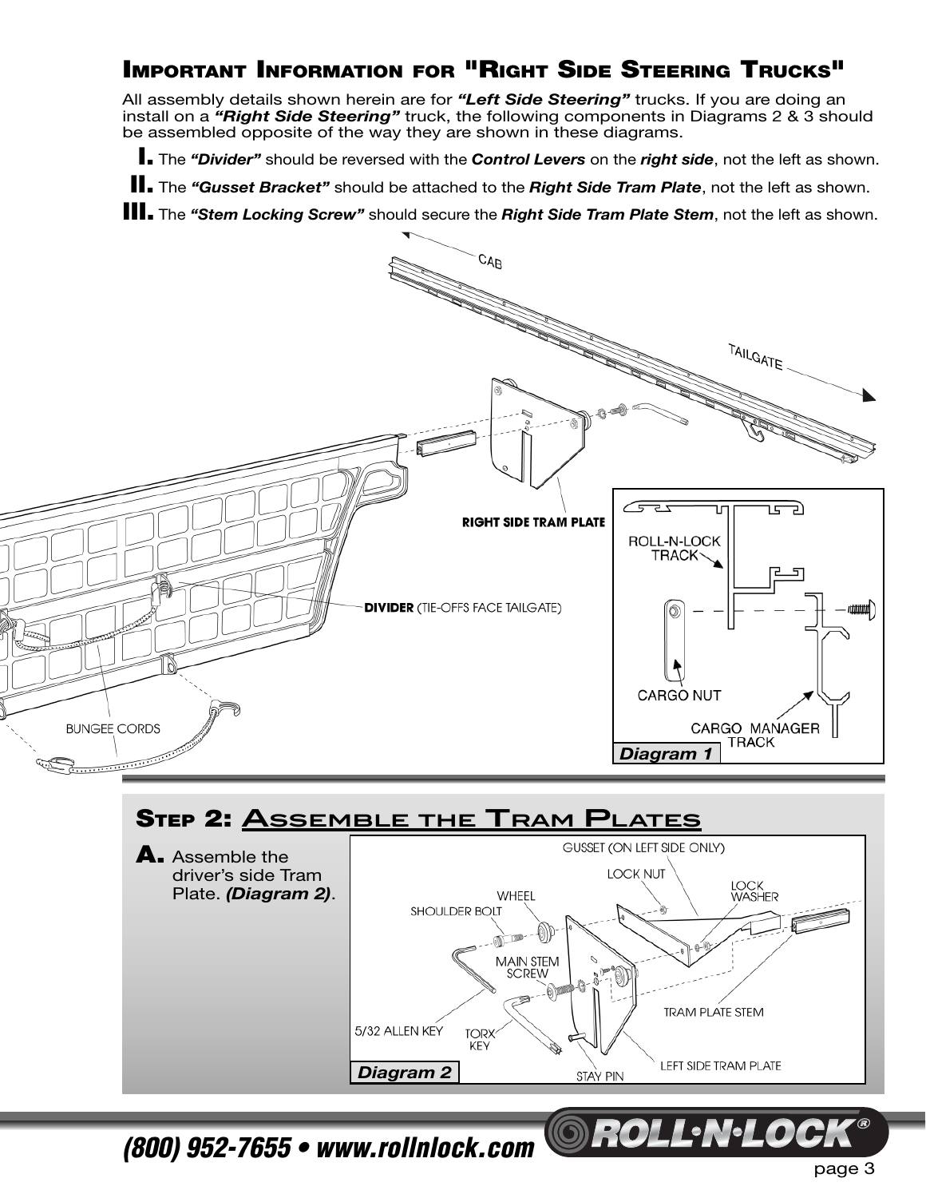## Important Information for "Right Side Steering Trucks"

All assembly details shown herein are for ***"Left Side Steering"*** trucks. If you are doing an install on a ***"Right Side Steering"*** truck, the following components in Diagrams 2 & 3 should be assembled opposite of the way they are shown in these diagrams.

**I.** The ***"Divider"*** should be reversed with the ***Control Levers*** on the ***right side***, not the left as shown.

**II.** The ***"Gusset Bracket"*** should be attached to the ***Right Side Tram Plate***, not the left as shown.

**III.** The ***"Stem Locking Screw"*** should secure the ***Right Side Tram Plate Stem***, not the left as shown.

CAB

TAILGATE

**RIGHT SIDE TRAM PLATE**

**DIVIDER** (TIE-OFFS FACE TAILGATE)

BUNGEE CORDS

ROLL-N-LOCK TRACK

CARGO NUT

CARGO MANAGER TRACK

***Diagram 1***

## Step 2: Assemble the Tram Plates

**A.** Assemble the driver's side Tram Plate. ***(Diagram 2)***.

GUSSET (ON LEFT SIDE ONLY)

LOCK NUT

LOCK WASHER

WHEEL

SHOULDER BOLT

MAIN STEM SCREW

TRAM PLATE STEM

5/32 ALLEN KEY

TORX KEY

LEFT SIDE TRAM PLATE

STAY PIN

***Diagram 2***

***(800) 952-7655 • www.rollnlock.com***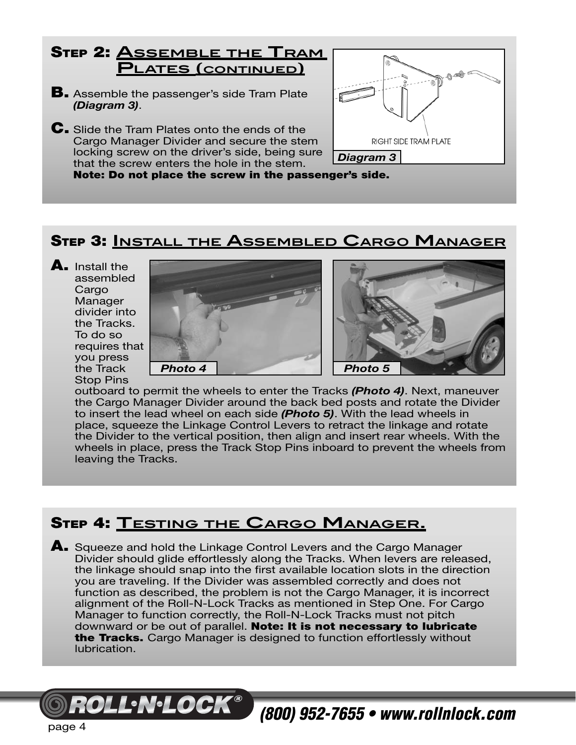## Step 2: Assemble the Tram Plates (continued)

**B.** Assemble the passenger's side Tram Plate ***(Diagram 3)***.

**C.** Slide the Tram Plates onto the ends of the Cargo Manager Divider and secure the stem locking screw on the driver's side, being sure that the screw enters the hole in the stem. **Note: Do not place the screw in the passenger's side.**

RIGHT SIDE TRAM PLATE

***Diagram 3***

## Step 3: Install the Assembled Cargo Manager

**A.** Install the assembled Cargo Manager divider into the Tracks. To do so requires that you press the Track Stop Pins outboard to permit the wheels to enter the Tracks ***(Photo 4)***. Next, maneuver the Cargo Manager Divider around the back bed posts and rotate the Divider to insert the lead wheel on each side ***(Photo 5)***. With the lead wheels in place, squeeze the Linkage Control Levers to retract the linkage and rotate the Divider to the vertical position, then align and insert rear wheels. With the wheels in place, press the Track Stop Pins inboard to prevent the wheels from leaving the Tracks.

***Photo 4***

***Photo 5***

## Step 4: Testing the Cargo Manager.

**A.** Squeeze and hold the Linkage Control Levers and the Cargo Manager Divider should glide effortlessly along the Tracks. When levers are released, the linkage should snap into the first available location slots in the direction you are traveling. If the Divider was assembled correctly and does not function as described, the problem is not the Cargo Manager, it is incorrect alignment of the Roll-N-Lock Tracks as mentioned in Step One. For Cargo Manager to function correctly, the Roll-N-Lock Tracks must not pitch downward or be out of parallel. **Note: It is not necessary to lubricate the Tracks.** Cargo Manager is designed to function effortlessly without lubrication.

ROLL·N·LOCK®

***(800) 952-7655 • www.rollnlock.com***